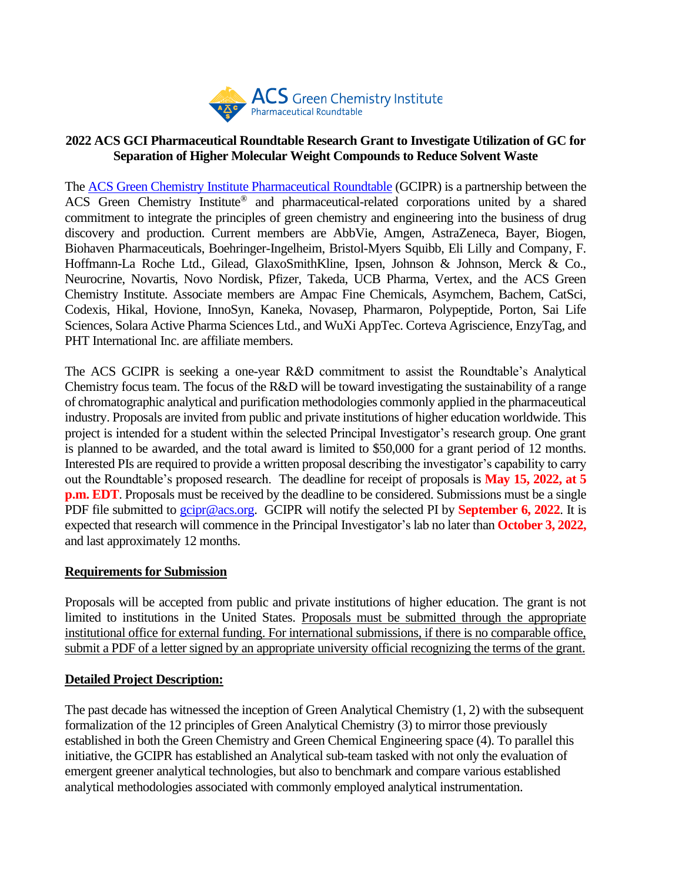# 2022 ACS GCI Pharmaceutical Roundtable Research Grant to Investigate Utilization of GC for Separation of Higher Molecular Weight Compounds to Reduce Solvent Waste

The ACS Green Chemistry Institute Pharmaceutical Roundtable (GCIPR) is a partnership between the ACS Green Chemistry Institute® and pharmaceutical-related corporations united by a shared commitment to integrate the principles of green chemistry and engineering into the business of drug discovery and production. Current members are AbbVie, Amgen, AstraZeneca, Bayer, Biogen, Biohaven Pharmaceuticals, Boehringer-Ingelheim, Bristol-Myers Squibb, Eli Lilly and Company, F. Hoffmann-La Roche Ltd., Gilead, GlaxoSmithKline, Ipsen, Johnson & Johnson, Merck & Co., Neurocrine, Novartis, Novo Nordisk, Pfizer, Takeda, UCB Pharma, Vertex, and the ACS Green Chemistry Institute. Associate members are Ampac Fine Chemicals, Asymchem, Bachem, CatSci, Codexis, Hikal, Hovione, InnoSyn, Kaneka, Novasep, Pharmaron, Polypeptide, Porton, Sai Life Sciences, Solara Active Pharma Sciences Ltd., and WuXi AppTec. Corteva Agriscience, EnzyTag, and PHT International Inc. are affiliate members.

The ACS GCIPR is seeking a one-year R&D commitment to assist the Roundtable's Analytical Chemistry focus team. The focus of the R&D will be toward investigating the sustainability of a range of chromatographic analytical and purification methodologies commonly applied in the pharmaceutical industry. Proposals are invited from public and private institutions of higher education worldwide. This project is intended for a student within the selected Principal Investigator's research group. One grant is planned to be awarded, and the total award is limited to $50,000 for a grant period of 12 months. Interested PIs are required to provide a written proposal describing the investigator's capability to carry out the Roundtable's proposed research. The deadline for receipt of proposals is **May 15, 2022, at 5 p.m. EDT**. Proposals must be received by the deadline to be considered. Submissions must be a single PDF file submitted to gcipr@acs.org. GCIPR will notify the selected PI by **September 6, 2022**. It is expected that research will commence in the Principal Investigator's lab no later than **October 3, 2022,** and last approximately 12 months.

## Requirements for Submission

Proposals will be accepted from public and private institutions of higher education. The grant is not limited to institutions in the United States. Proposals must be submitted through the appropriate institutional office for external funding. For international submissions, if there is no comparable office, submit a PDF of a letter signed by an appropriate university official recognizing the terms of the grant.

## Detailed Project Description:

The past decade has witnessed the inception of Green Analytical Chemistry (1, 2) with the subsequent formalization of the 12 principles of Green Analytical Chemistry (3) to mirror those previously established in both the Green Chemistry and Green Chemical Engineering space (4). To parallel this initiative, the GCIPR has established an Analytical sub-team tasked with not only the evaluation of emergent greener analytical technologies, but also to benchmark and compare various established analytical methodologies associated with commonly employed analytical instrumentation.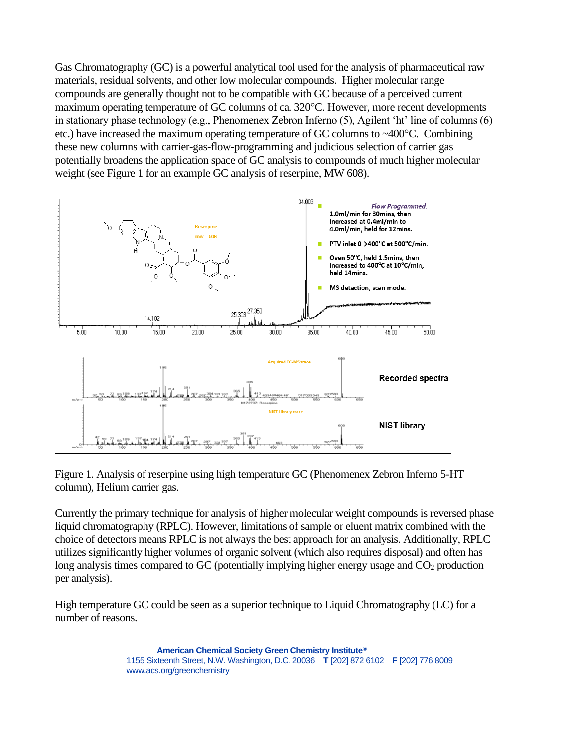Gas Chromatography (GC) is a powerful analytical tool used for the analysis of pharmaceutical raw materials, residual solvents, and other low molecular compounds. Higher molecular range compounds are generally thought not to be compatible with GC because of a perceived current maximum operating temperature of GC columns of ca. 320°C. However, more recent developments in stationary phase technology (e.g., Phenomenex Zebron Inferno (5), Agilent 'ht' line of columns (6) etc.) have increased the maximum operating temperature of GC columns to ~400°C. Combining these new columns with carrier-gas-flow-programming and judicious selection of carrier gas potentially broadens the application space of GC analysis to compounds of much higher molecular weight (see Figure 1 for an example GC analysis of reserpine, MW 608).

Figure 1. Analysis of reserpine using high temperature GC (Phenomenex Zebron Inferno 5-HT column), Helium carrier gas.

Currently the primary technique for analysis of higher molecular weight compounds is reversed phase liquid chromatography (RPLC). However, limitations of sample or eluent matrix combined with the choice of detectors means RPLC is not always the best approach for an analysis. Additionally, RPLC utilizes significantly higher volumes of organic solvent (which also requires disposal) and often has long analysis times compared to GC (potentially implying higher energy usage and $CO_2$ production per analysis).

High temperature GC could be seen as a superior technique to Liquid Chromatography (LC) for a number of reasons.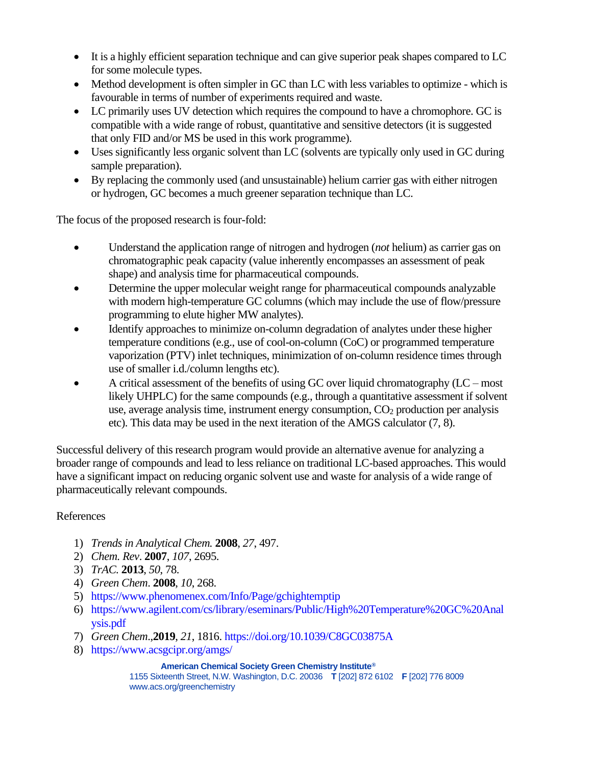- It is a highly efficient separation technique and can give superior peak shapes compared to LC for some molecule types.
- Method development is often simpler in GC than LC with less variables to optimize - which is favourable in terms of number of experiments required and waste.
- LC primarily uses UV detection which requires the compound to have a chromophore. GC is compatible with a wide range of robust, quantitative and sensitive detectors (it is suggested that only FID and/or MS be used in this work programme).
- Uses significantly less organic solvent than LC (solvents are typically only used in GC during sample preparation).
- By replacing the commonly used (and unsustainable) helium carrier gas with either nitrogen or hydrogen, GC becomes a much greener separation technique than LC.

The focus of the proposed research is four-fold:

- Understand the application range of nitrogen and hydrogen (*not* helium) as carrier gas on chromatographic peak capacity (value inherently encompasses an assessment of peak shape) and analysis time for pharmaceutical compounds.
- Determine the upper molecular weight range for pharmaceutical compounds analyzable with modern high-temperature GC columns (which may include the use of flow/pressure programming to elute higher MW analytes).
- Identify approaches to minimize on-column degradation of analytes under these higher temperature conditions (e.g., use of cool-on-column (CoC) or programmed temperature vaporization (PTV) inlet techniques, minimization of on-column residence times through use of smaller i.d./column lengths etc).
- A critical assessment of the benefits of using GC over liquid chromatography (LC – most likely UHPLC) for the same compounds (e.g., through a quantitative assessment if solvent use, average analysis time, instrument energy consumption, $CO_2$ production per analysis etc). This data may be used in the next iteration of the AMGS calculator (7, 8).

Successful delivery of this research program would provide an alternative avenue for analyzing a broader range of compounds and lead to less reliance on traditional LC-based approaches. This would have a significant impact on reducing organic solvent use and waste for analysis of a wide range of pharmaceutically relevant compounds.

References

1) *Trends in Analytical Chem.* **2008**, *27*, 497.
2) *Chem. Rev*. **2007**, *107*, 2695.
3) *TrAC.* **2013**, *50*, 78.
4) *Green Chem*. **2008**, *10*, 268.
5) https://www.phenomenex.com/Info/Page/gchightemptip
6) https://www.agilent.com/cs/library/eseminars/Public/High%20Temperature%20GC%20Analysis.pdf
7) *Green Chem*.,**2019**, *21*, 1816. https://doi.org/10.1039/C8GC03875A
8) https://www.acsgcipr.org/amgs/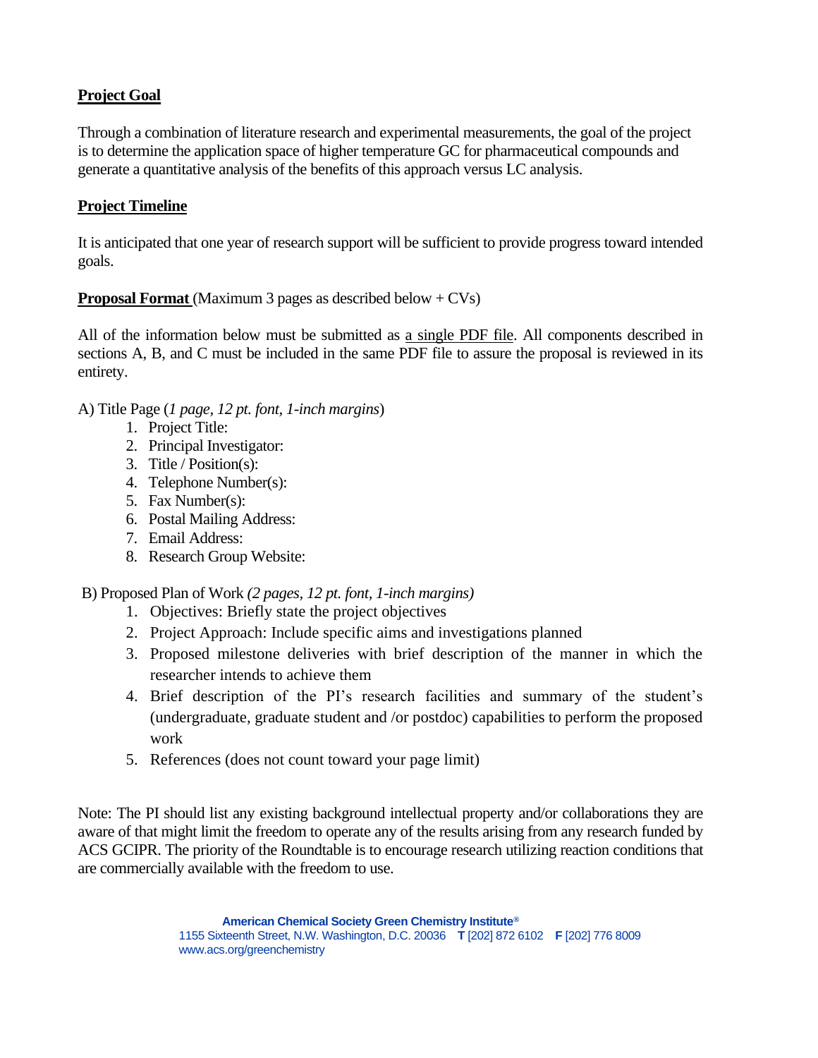## **Project Goal**

Through a combination of literature research and experimental measurements, the goal of the project is to determine the application space of higher temperature GC for pharmaceutical compounds and generate a quantitative analysis of the benefits of this approach versus LC analysis.

## **Project Timeline**

It is anticipated that one year of research support will be sufficient to provide progress toward intended goals.

**Proposal Format** (Maximum 3 pages as described below + CVs)

All of the information below must be submitted as a single PDF file. All components described in sections A, B, and C must be included in the same PDF file to assure the proposal is reviewed in its entirety.

A) Title Page (*1 page, 12 pt. font, 1-inch margins*)

1. Project Title:
2. Principal Investigator:
3. Title / Position(s):
4. Telephone Number(s):
5. Fax Number(s):
6. Postal Mailing Address:
7. Email Address:
8. Research Group Website:

B) Proposed Plan of Work *(2 pages, 12 pt. font, 1-inch margins)*

1. Objectives: Briefly state the project objectives
2. Project Approach: Include specific aims and investigations planned
3. Proposed milestone deliveries with brief description of the manner in which the researcher intends to achieve them
4. Brief description of the PI's research facilities and summary of the student's (undergraduate, graduate student and /or postdoc) capabilities to perform the proposed work
5. References (does not count toward your page limit)

Note: The PI should list any existing background intellectual property and/or collaborations they are aware of that might limit the freedom to operate any of the results arising from any research funded by ACS GCIPR. The priority of the Roundtable is to encourage research utilizing reaction conditions that are commercially available with the freedom to use.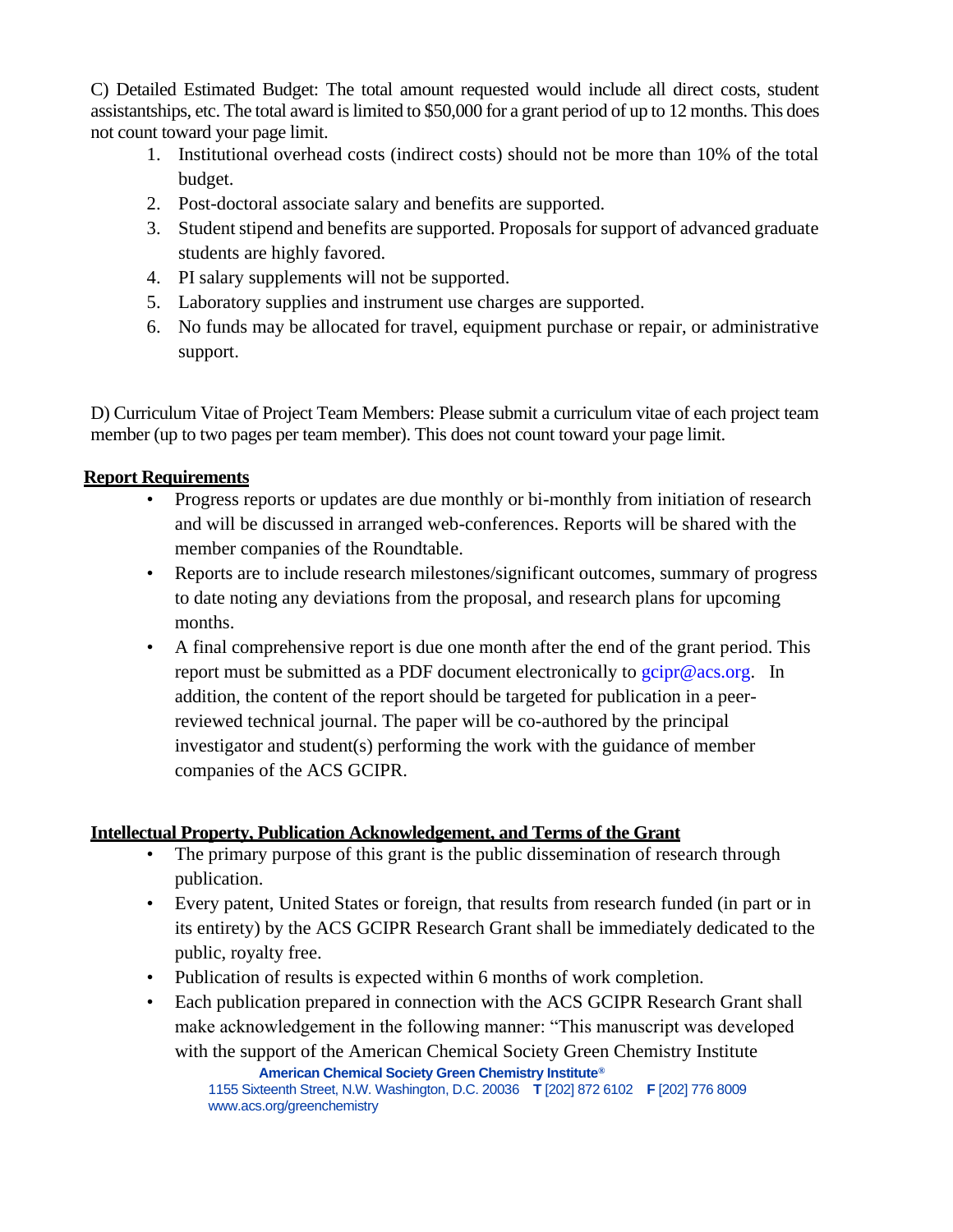C) Detailed Estimated Budget: The total amount requested would include all direct costs, student assistantships, etc. The total award is limited to $50,000 for a grant period of up to 12 months. This does not count toward your page limit.

1. Institutional overhead costs (indirect costs) should not be more than 10% of the total budget.
2. Post-doctoral associate salary and benefits are supported.
3. Student stipend and benefits are supported. Proposals for support of advanced graduate students are highly favored.
4. PI salary supplements will not be supported.
5. Laboratory supplies and instrument use charges are supported.
6. No funds may be allocated for travel, equipment purchase or repair, or administrative support.

D) Curriculum Vitae of Project Team Members: Please submit a curriculum vitae of each project team member (up to two pages per team member). This does not count toward your page limit.

**Report Requirements**

- Progress reports or updates are due monthly or bi-monthly from initiation of research and will be discussed in arranged web-conferences. Reports will be shared with the member companies of the Roundtable.
- Reports are to include research milestones/significant outcomes, summary of progress to date noting any deviations from the proposal, and research plans for upcoming months.
- A final comprehensive report is due one month after the end of the grant period. This report must be submitted as a PDF document electronically to gcipr@acs.org. In addition, the content of the report should be targeted for publication in a peer-reviewed technical journal. The paper will be co-authored by the principal investigator and student(s) performing the work with the guidance of member companies of the ACS GCIPR.

**Intellectual Property, Publication Acknowledgement, and Terms of the Grant**

- The primary purpose of this grant is the public dissemination of research through publication.
- Every patent, United States or foreign, that results from research funded (in part or in its entirety) by the ACS GCIPR Research Grant shall be immediately dedicated to the public, royalty free.
- Publication of results is expected within 6 months of work completion.
- Each publication prepared in connection with the ACS GCIPR Research Grant shall make acknowledgement in the following manner: "This manuscript was developed with the support of the American Chemical Society Green Chemistry Institute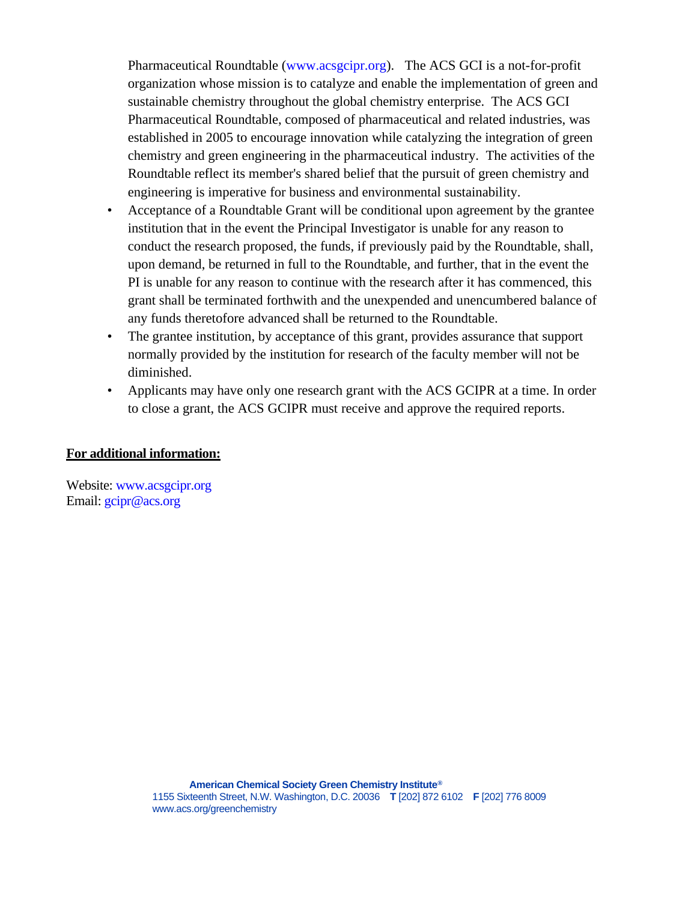Pharmaceutical Roundtable (www.acsgcipr.org). The ACS GCI is a not-for-profit organization whose mission is to catalyze and enable the implementation of green and sustainable chemistry throughout the global chemistry enterprise. The ACS GCI Pharmaceutical Roundtable, composed of pharmaceutical and related industries, was established in 2005 to encourage innovation while catalyzing the integration of green chemistry and green engineering in the pharmaceutical industry. The activities of the Roundtable reflect its member's shared belief that the pursuit of green chemistry and engineering is imperative for business and environmental sustainability.

- Acceptance of a Roundtable Grant will be conditional upon agreement by the grantee institution that in the event the Principal Investigator is unable for any reason to conduct the research proposed, the funds, if previously paid by the Roundtable, shall, upon demand, be returned in full to the Roundtable, and further, that in the event the PI is unable for any reason to continue with the research after it has commenced, this grant shall be terminated forthwith and the unexpended and unencumbered balance of any funds theretofore advanced shall be returned to the Roundtable.
- The grantee institution, by acceptance of this grant, provides assurance that support normally provided by the institution for research of the faculty member will not be diminished.
- Applicants may have only one research grant with the ACS GCIPR at a time. In order to close a grant, the ACS GCIPR must receive and approve the required reports.

**For additional information:**

Website: www.acsgcipr.org
Email: gcipr@acs.org

**American Chemical Society Green Chemistry Institute®**
1155 Sixteenth Street, N.W. Washington, D.C. 20036 **T** [202] 872 6102 **F** [202] 776 8009
www.acs.org/greenchemistry